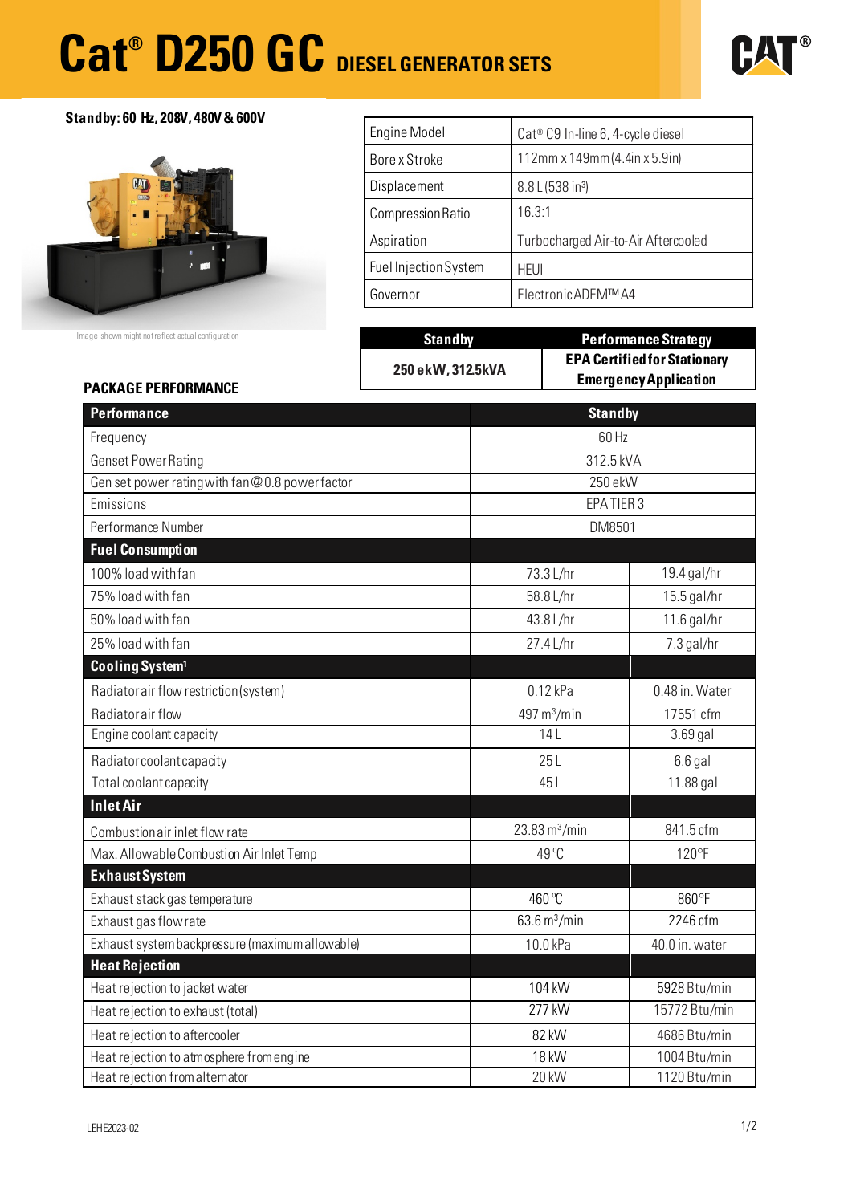# Cat® D250 GC DIESEL GENERATOR SETS

**Standby: 60 Hz, 208V, 480V & 600V**

Image shown might not reflect actual configuration

| Engine Model | Cat® C9 In-line 6, 4-cycle diesel |
|---|---|
| Bore x Stroke | 112mm x 149mm (4.4in x 5.9in) |
| Displacement | 8.8 L (538 in³) |
| Compression Ratio | 16.3:1 |
| Aspiration | Turbocharged Air-to-Air Aftercooled |
| Fuel Injection System | HEUI |
| Governor | Electronic ADEM™ A4 |

| Standby | Performance Strategy |
|---|---|
| 250 ekW, 312.5kVA | EPA Certified for Stationary Emergency Application |

## PACKAGE PERFORMANCE

| Performance | Standby | |
|---|---|---|
| Frequency | 60 Hz | |
| Genset Power Rating | 312.5 kVA | |
| Gen set power rating with fan @ 0.8 power factor | 250 ekW | |
| Emissions | EPA TIER 3 | |
| Performance Number | DM8501 | |
| **Fuel Consumption** | | |
| 100% load with fan | 73.3 L/hr | 19.4 gal/hr |
| 75% load with fan | 58.8 L/hr | 15.5 gal/hr |
| 50% load with fan | 43.8 L/hr | 11.6 gal/hr |
| 25% load with fan | 27.4 L/hr | 7.3 gal/hr |
| **Cooling System[1]** | | |
| Radiator air flow restriction (system) | 0.12 kPa | 0.48 in. Water |
| Radiator air flow | 497 m³/min | 17551 cfm |
| Engine coolant capacity | 14 L | 3.69 gal |
| Radiator coolant capacity | 25 L | 6.6 gal |
| Total coolant capacity | 45 L | 11.88 gal |
| **Inlet Air** | | |
| Combustion air inlet flow rate | 23.83 m³/min | 841.5 cfm |
| Max. Allowable Combustion Air Inlet Temp | 49 ºC | 120ºF |
| **Exhaust System** | | |
| Exhaust stack gas temperature | 460 ºC | 860ºF |
| Exhaust gas flow rate | 63.6 m³/min | 2246 cfm |
| Exhaust system backpressure (maximum allowable) | 10.0 kPa | 40.0 in. water |
| **Heat Rejection** | | |
| Heat rejection to jacket water | 104 kW | 5928 Btu/min |
| Heat rejection to exhaust (total) | 277 kW | 15772 Btu/min |
| Heat rejection to aftercooler | 82 kW | 4686 Btu/min |
| Heat rejection to atmosphere from engine | 18 kW | 1004 Btu/min |
| Heat rejection from alternator | 20 kW | 1120 Btu/min |

LEHE2023-02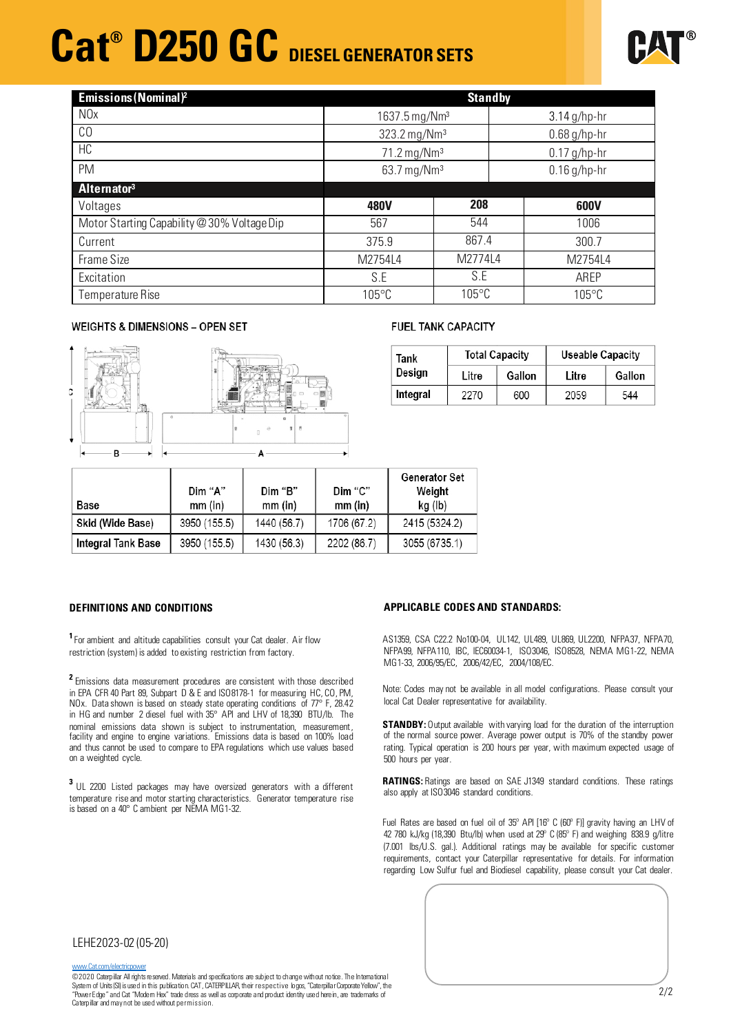# Cat® D250 GC DIESEL GENERATOR SETS

| Emissions (Nominal)[2] | Standby | |
|---|---|---|
| NOx | 1637.5 mg/Nm³ | 3.14 g/hp-hr |
| CO | 323.2 mg/Nm³ | 0.68 g/hp-hr |
| HC | 71.2 mg/Nm³ | 0.17 g/hp-hr |
| PM | 63.7 mg/Nm³ | 0.16 g/hp-hr |

| Alternator[3] | | | |
|---|---|---|---|
| Voltages | **480V** | **208** | **600V** |
| Motor Starting Capability @ 30% Voltage Dip | 567 | 544 | 1006 |
| Current | 375.9 | 867.4 | 300.7 |
| Frame Size | M2754L4 | M2774L4 | M2754L4 |
| Excitation | S.E | S.E | AREP |
| Temperature Rise | 105°C | 105°C | 105°C |

## WEIGHTS & DIMENSIONS – OPEN SET

C

B

A

| Base | Dim "A" mm (in) | Dim "B" mm (in) | Dim "C" mm (in) | Generator Set Weight kg (lb) |
|---|---|---|---|---|
| **Skid (Wide Base)** | 3950 (155.5) | 1440 (56.7) | 1706 (67.2) | 2415 (5324.2) |
| **Integral Tank Base** | 3950 (155.5) | 1430 (56.3) | 2202 (86.7) | 3055 (6735.1) |

## FUEL TANK CAPACITY

| Tank Design | Total Capacity | | Useable Capacity | |
|---|---|---|---|---|
| | Litre | Gallon | Litre | Gallon |
| **Integral** | 2270 | 600 | 2059 | 544 |

## DEFINITIONS AND CONDITIONS

[1] For ambient and altitude capabilities consult your Cat dealer. Air flow restriction (system) is added to existing restriction from factory.

[2] Emissions data measurement procedures are consistent with those described in EPA CFR 40 Part 89, Subpart D & E and ISO8178-1 for measuring HC, CO, PM, NOx. Data shown is based on steady state operating conditions of 77° F, 28.42 in HG and number 2 diesel fuel with 35° API and LHV of 18,390 BTU/lb. The nominal emissions data shown is subject to instrumentation, measurement, facility and engine to engine variations. Emissions data is based on 100% load and thus cannot be used to compare to EPA regulations which use values based on a weighted cycle.

[3] UL 2200 Listed packages may have oversized generators with a different temperature rise and motor starting characteristics. Generator temperature rise is based on a 40° C ambient per NEMA MG1-32.

## APPLICABLE CODES AND STANDARDS:

AS1359, CSA C22.2 No100-04, UL142, UL489, UL869, UL2200, NFPA37, NFPA70, NFPA99, NFPA110, IBC, IEC60034-1, ISO3046, ISO8528, NEMA MG1-22, NEMA MG1-33, 2006/95/EC, 2006/42/EC, 2004/108/EC.

Note: Codes may not be available in all model configurations. Please consult your local Cat Dealer representative for availability.

**STANDBY:** Output available with varying load for the duration of the interruption of the normal source power. Average power output is 70% of the standby power rating. Typical operation is 200 hours per year, with maximum expected usage of 500 hours per year.

**RATINGS:** Ratings are based on SAE J1349 standard conditions. These ratings also apply at ISO3046 standard conditions.

Fuel Rates are based on fuel oil of 35° API [16° C (60° F)] gravity having an LHV of 42 780 kJ/kg (18,390 Btu/lb) when used at 29° C (85° F) and weighing 838.9 g/litre (7.001 lbs/U.S. gal.). Additional ratings may be available for specific customer requirements, contact your Caterpillar representative for details. For information regarding Low Sulfur fuel and Biodiesel capability, please consult your Cat dealer.

LEHE2023-02 (05-20)

www.Cat.com/electricpower

©2020 Caterpillar All rights reserved. Materials and specifications are subject to change without notice. The International System of Units (SI) is used in this publication. CAT, CATERPILLAR, their respective logos, "Caterpillar Corporate Yellow", the "Power Edge" and Cat "Modern Hex" trade dress as well as corporate and product identity used herein, are trademarks of Caterpillar and may not be used without permission.